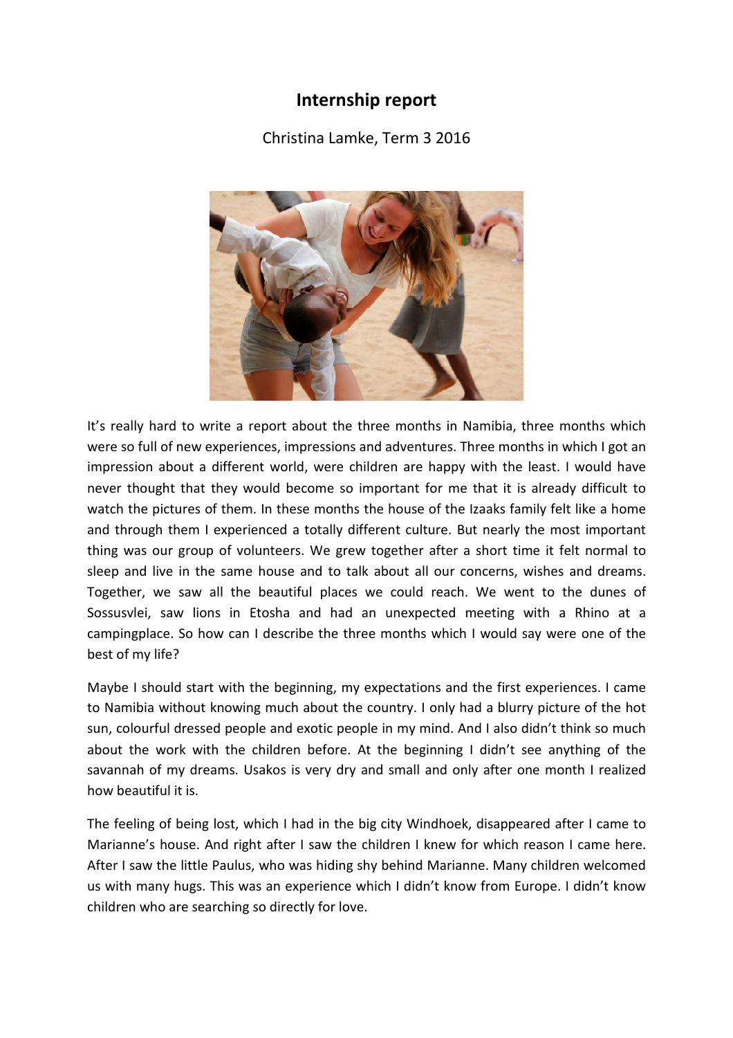# Internship report

Christina Lamke, Term 3 2016

It's really hard to write a report about the three months in Namibia, three months which were so full of new experiences, impressions and adventures. Three months in which I got an impression about a different world, were children are happy with the least. I would have never thought that they would become so important for me that it is already difficult to watch the pictures of them. In these months the house of the Izaaks family felt like a home and through them I experienced a totally different culture. But nearly the most important thing was our group of volunteers. We grew together after a short time it felt normal to sleep and live in the same house and to talk about all our concerns, wishes and dreams. Together, we saw all the beautiful places we could reach. We went to the dunes of Sossusvlei, saw lions in Etosha and had an unexpected meeting with a Rhino at a campingplace. So how can I describe the three months which I would say were one of the best of my life?

Maybe I should start with the beginning, my expectations and the first experiences. I came to Namibia without knowing much about the country. I only had a blurry picture of the hot sun, colourful dressed people and exotic people in my mind. And I also didn't think so much about the work with the children before. At the beginning I didn't see anything of the savannah of my dreams. Usakos is very dry and small and only after one month I realized how beautiful it is.

The feeling of being lost, which I had in the big city Windhoek, disappeared after I came to Marianne's house. And right after I saw the children I knew for which reason I came here. After I saw the little Paulus, who was hiding shy behind Marianne. Many children welcomed us with many hugs. This was an experience which I didn't know from Europe. I didn't know children who are searching so directly for love.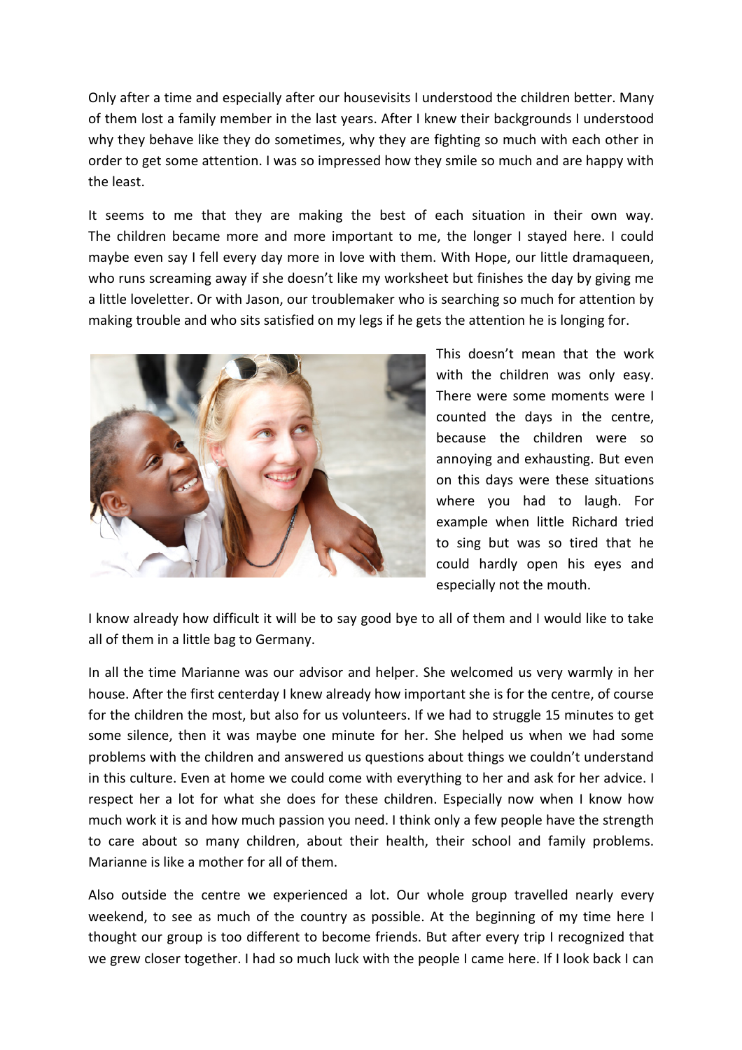Only after a time and especially after our housevisits I understood the children better. Many of them lost a family member in the last years. After I knew their backgrounds I understood why they behave like they do sometimes, why they are fighting so much with each other in order to get some attention. I was so impressed how they smile so much and are happy with the least.

It seems to me that they are making the best of each situation in their own way. The children became more and more important to me, the longer I stayed here. I could maybe even say I fell every day more in love with them. With Hope, our little dramaqueen, who runs screaming away if she doesn't like my worksheet but finishes the day by giving me a little loveletter. Or with Jason, our troublemaker who is searching so much for attention by making trouble and who sits satisfied on my legs if he gets the attention he is longing for.

This doesn't mean that the work with the children was only easy. There were some moments were I counted the days in the centre, because the children were so annoying and exhausting. But even on this days were these situations where you had to laugh. For example when little Richard tried to sing but was so tired that he could hardly open his eyes and especially not the mouth.

I know already how difficult it will be to say good bye to all of them and I would like to take all of them in a little bag to Germany.

In all the time Marianne was our advisor and helper. She welcomed us very warmly in her house. After the first centerday I knew already how important she is for the centre, of course for the children the most, but also for us volunteers. If we had to struggle 15 minutes to get some silence, then it was maybe one minute for her. She helped us when we had some problems with the children and answered us questions about things we couldn't understand in this culture. Even at home we could come with everything to her and ask for her advice. I respect her a lot for what she does for these children. Especially now when I know how much work it is and how much passion you need. I think only a few people have the strength to care about so many children, about their health, their school and family problems. Marianne is like a mother for all of them.

Also outside the centre we experienced a lot. Our whole group travelled nearly every weekend, to see as much of the country as possible. At the beginning of my time here I thought our group is too different to become friends. But after every trip I recognized that we grew closer together. I had so much luck with the people I came here. If I look back I can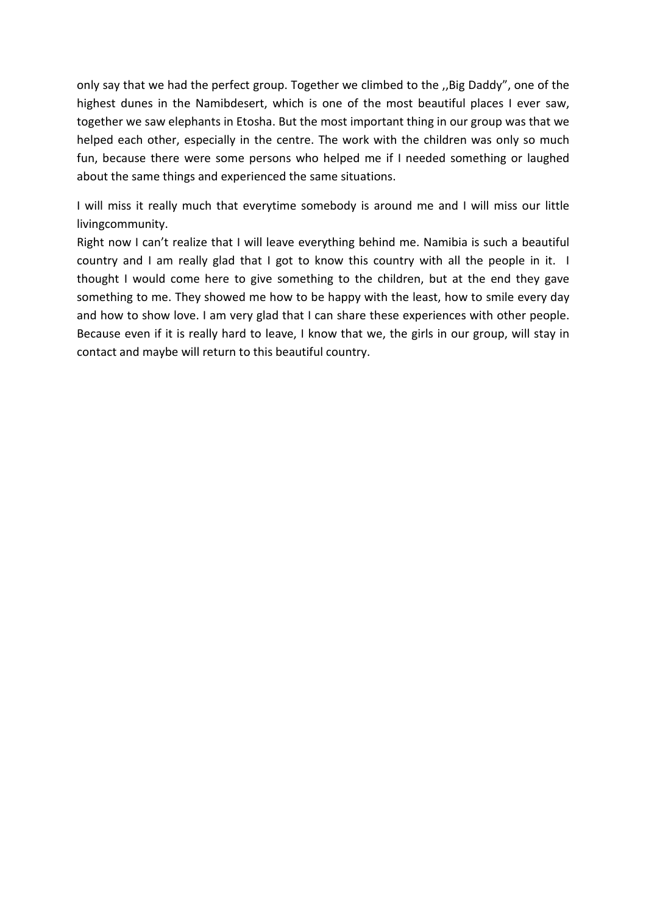only say that we had the perfect group. Together we climbed to the ,,Big Daddy", one of the highest dunes in the Namibdesert, which is one of the most beautiful places I ever saw, together we saw elephants in Etosha. But the most important thing in our group was that we helped each other, especially in the centre. The work with the children was only so much fun, because there were some persons who helped me if I needed something or laughed about the same things and experienced the same situations.

I will miss it really much that everytime somebody is around me and I will miss our little livingcommunity.
Right now I can't realize that I will leave everything behind me. Namibia is such a beautiful country and I am really glad that I got to know this country with all the people in it. I thought I would come here to give something to the children, but at the end they gave something to me. They showed me how to be happy with the least, how to smile every day and how to show love. I am very glad that I can share these experiences with other people. Because even if it is really hard to leave, I know that we, the girls in our group, will stay in contact and maybe will return to this beautiful country.